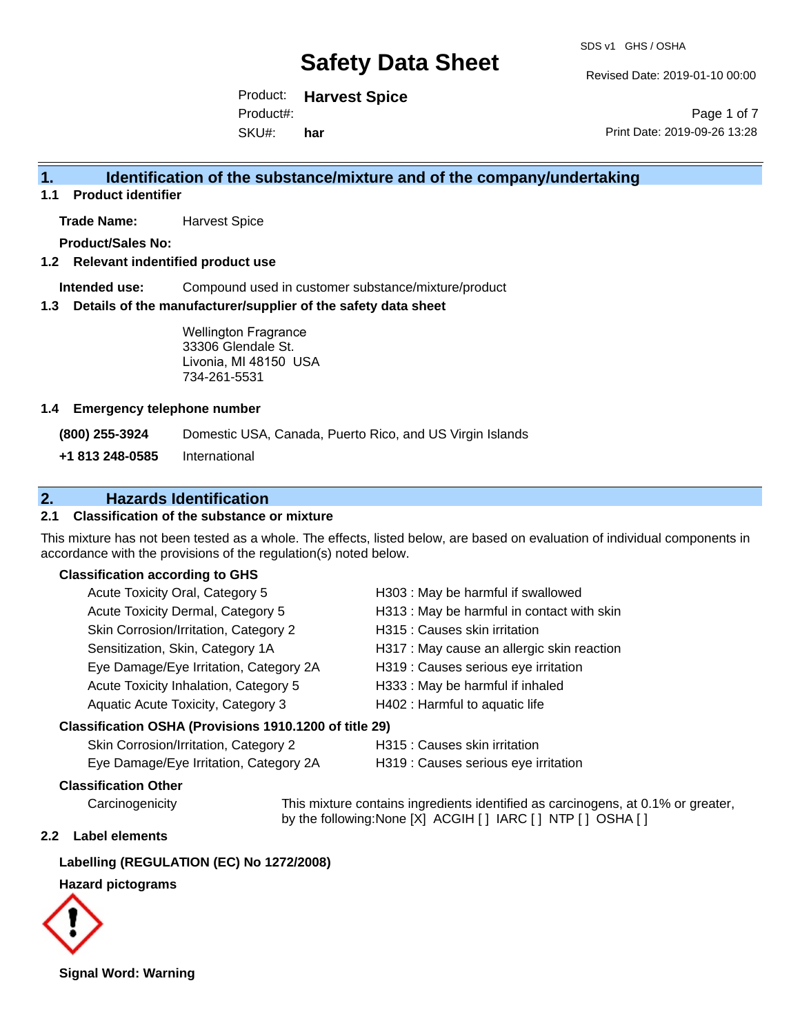# Safety Data Sheet

SDS v1 GHS / OSHA

Revised Date: 2019-01-10 00:00

Product: **Harvest Spice**

Product#:

SKU#: **har**

Print Date: 2019-09-26 13:28

## 1. Identification of the substance/mixture and of the company/undertaking

### 1.1 Product identifier

**Trade Name:** Harvest Spice

**Product/Sales No:**

### 1.2 Relevant indentified product use

**Intended use:** Compound used in customer substance/mixture/product

### 1.3 Details of the manufacturer/supplier of the safety data sheet

Wellington Fragrance
33306 Glendale St.
Livonia, MI 48150 USA
734-261-5531

### 1.4 Emergency telephone number

| | |
|---|---|
| **(800) 255-3924** | Domestic USA, Canada, Puerto Rico, and US Virgin Islands |
| **+1 813 248-0585** | International |

## 2. Hazards Identification

### 2.1 Classification of the substance or mixture

This mixture has not been tested as a whole. The effects, listed below, are based on evaluation of individual components in accordance with the provisions of the regulation(s) noted below.

**Classification according to GHS**

| | |
|---|---|
| Acute Toxicity Oral, Category 5 | H303 : May be harmful if swallowed |
| Acute Toxicity Dermal, Category 5 | H313 : May be harmful in contact with skin |
| Skin Corrosion/Irritation, Category 2 | H315 : Causes skin irritation |
| Sensitization, Skin, Category 1A | H317 : May cause an allergic skin reaction |
| Eye Damage/Eye Irritation, Category 2A | H319 : Causes serious eye irritation |
| Acute Toxicity Inhalation, Category 5 | H333 : May be harmful if inhaled |
| Aquatic Acute Toxicity, Category 3 | H402 : Harmful to aquatic life |

**Classification OSHA (Provisions 1910.1200 of title 29)**

| | |
|---|---|
| Skin Corrosion/Irritation, Category 2 | H315 : Causes skin irritation |
| Eye Damage/Eye Irritation, Category 2A | H319 : Causes serious eye irritation |

**Classification Other**

Carcinogenicity — This mixture contains ingredients identified as carcinogens, at 0.1% or greater, by the following:None [X] ACGIH [ ] IARC [ ] NTP [ ] OSHA [ ]

### 2.2 Label elements

**Labelling (REGULATION (EC) No 1272/2008)**

**Hazard pictograms**

**Signal Word: Warning**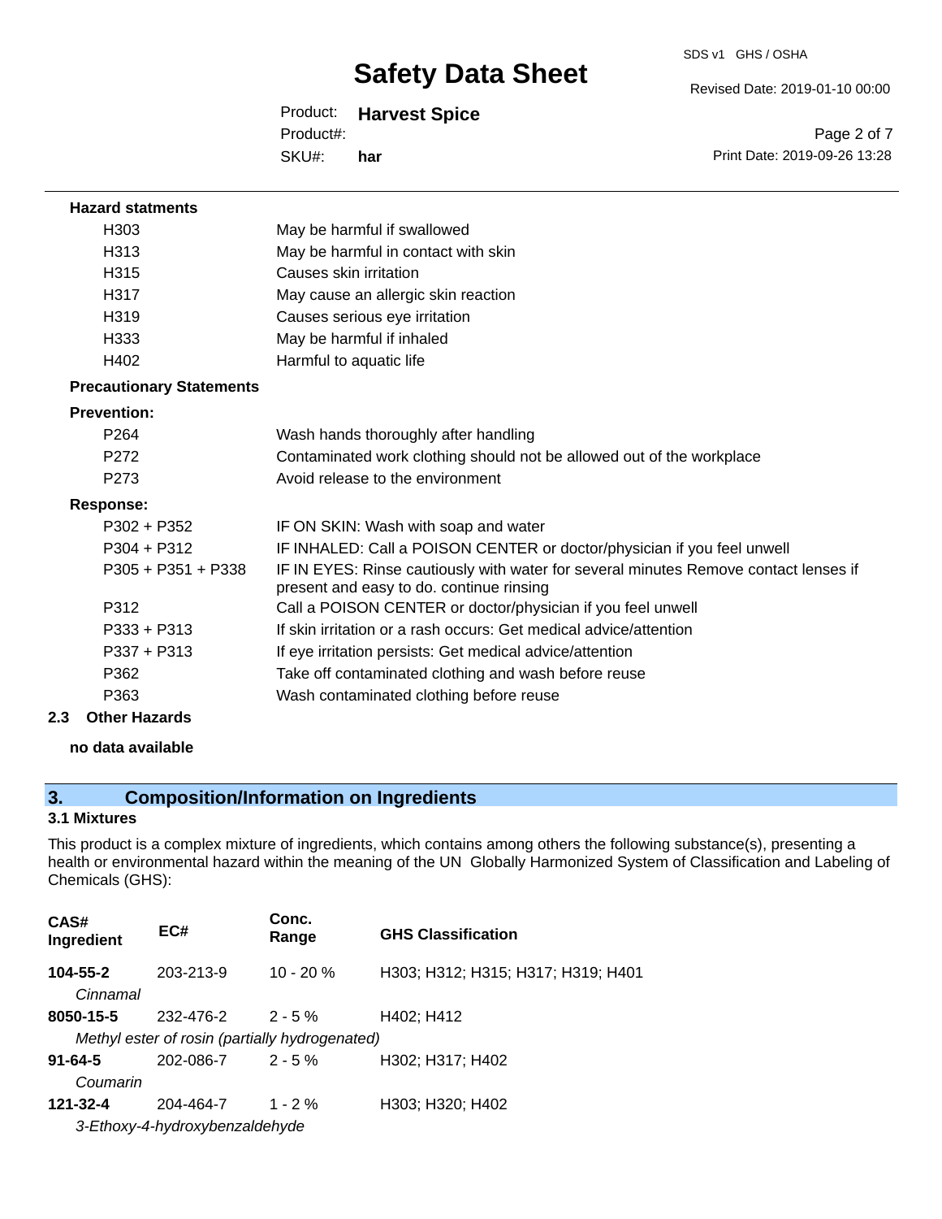**Hazard statments**

| | |
|---|---|
| H303 | May be harmful if swallowed |
| H313 | May be harmful in contact with skin |
| H315 | Causes skin irritation |
| H317 | May cause an allergic skin reaction |
| H319 | Causes serious eye irritation |
| H333 | May be harmful if inhaled |
| H402 | Harmful to aquatic life |

**Precautionary Statements**

**Prevention:**

| | |
|---|---|
| P264 | Wash hands thoroughly after handling |
| P272 | Contaminated work clothing should not be allowed out of the workplace |
| P273 | Avoid release to the environment |

**Response:**

| | |
|---|---|
| P302 + P352 | IF ON SKIN: Wash with soap and water |
| P304 + P312 | IF INHALED: Call a POISON CENTER or doctor/physician if you feel unwell |
| P305 + P351 + P338 | IF IN EYES: Rinse cautiously with water for several minutes Remove contact lenses if present and easy to do. continue rinsing |
| P312 | Call a POISON CENTER or doctor/physician if you feel unwell |
| P333 + P313 | If skin irritation or a rash occurs: Get medical advice/attention |
| P337 + P313 | If eye irritation persists: Get medical advice/attention |
| P362 | Take off contaminated clothing and wash before reuse |
| P363 | Wash contaminated clothing before reuse |

### 2.3 Other Hazards

**no data available**

## 3. Composition/Information on Ingredients

### 3.1 Mixtures

This product is a complex mixture of ingredients, which contains among others the following substance(s), presenting a health or environmental hazard within the meaning of the UN Globally Harmonized System of Classification and Labeling of Chemicals (GHS):

| CAS# Ingredient | EC# | Conc. Range | GHS Classification |
|---|---|---|---|
| **104-55-2** | 203-213-9 | 10 - 20 % | H303; H312; H315; H317; H319; H401 |
| *Cinnamal* | | | |
| **8050-15-5** | 232-476-2 | 2 - 5 % | H402; H412 |
| *Methyl ester of rosin (partially hydrogenated)* | | | |
| **91-64-5** | 202-086-7 | 2 - 5 % | H302; H317; H402 |
| *Coumarin* | | | |
| **121-32-4** | 204-464-7 | 1 - 2 % | H303; H320; H402 |
| *3-Ethoxy-4-hydroxybenzaldehyde* | | | |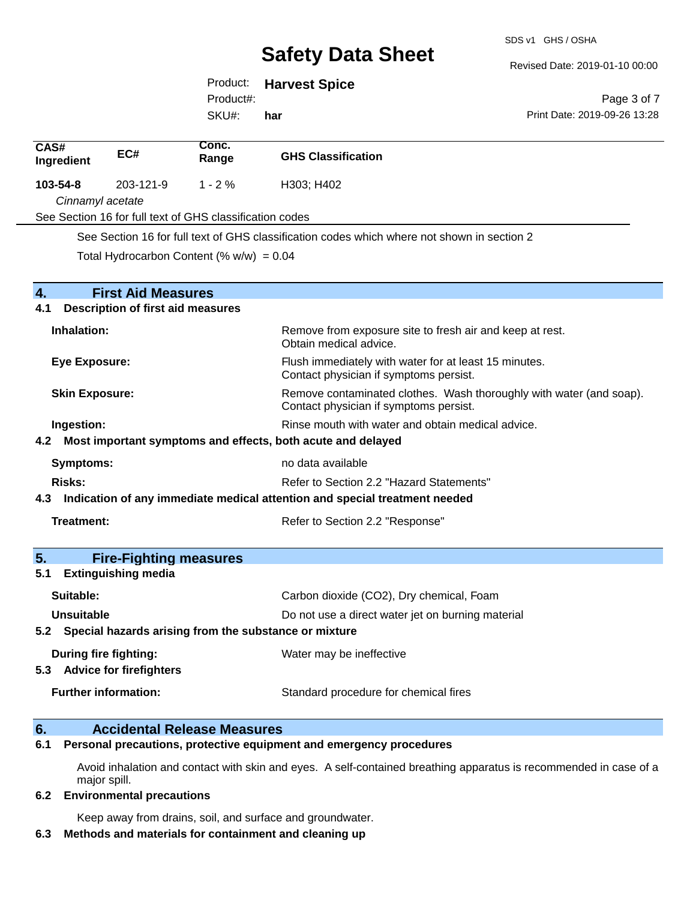| CAS# Ingredient | EC# | Conc. Range | GHS Classification |
|---|---|---|---|
| **103-54-8** | 203-121-9 | 1 - 2 % | H303; H402 |
| *Cinnamyl acetate* | | | |

See Section 16 for full text of GHS classification codes

See Section 16 for full text of GHS classification codes which where not shown in section 2

Total Hydrocarbon Content (% w/w) = 0.04

## 4. First Aid Measures

### 4.1 Description of first aid measures

**Inhalation:** Remove from exposure site to fresh air and keep at rest. Obtain medical advice.

**Eye Exposure:** Flush immediately with water for at least 15 minutes. Contact physician if symptoms persist.

**Skin Exposure:** Remove contaminated clothes. Wash thoroughly with water (and soap). Contact physician if symptoms persist.

**Ingestion:** Rinse mouth with water and obtain medical advice.

### 4.2 Most important symptoms and effects, both acute and delayed

**Symptoms:** no data available

**Risks:** Refer to Section 2.2 "Hazard Statements"

### 4.3 Indication of any immediate medical attention and special treatment needed

**Treatment:** Refer to Section 2.2 "Response"

## 5. Fire-Fighting measures

### 5.1 Extinguishing media

**Suitable:** Carbon dioxide ($CO_2$), Dry chemical, Foam

**Unsuitable** Do not use a direct water jet on burning material

### 5.2 Special hazards arising from the substance or mixture

**During fire fighting:** Water may be ineffective

### 5.3 Advice for firefighters

**Further information:** Standard procedure for chemical fires

## 6. Accidental Release Measures

### 6.1 Personal precautions, protective equipment and emergency procedures

Avoid inhalation and contact with skin and eyes. A self-contained breathing apparatus is recommended in case of a major spill.

### 6.2 Environmental precautions

Keep away from drains, soil, and surface and groundwater.

### 6.3 Methods and materials for containment and cleaning up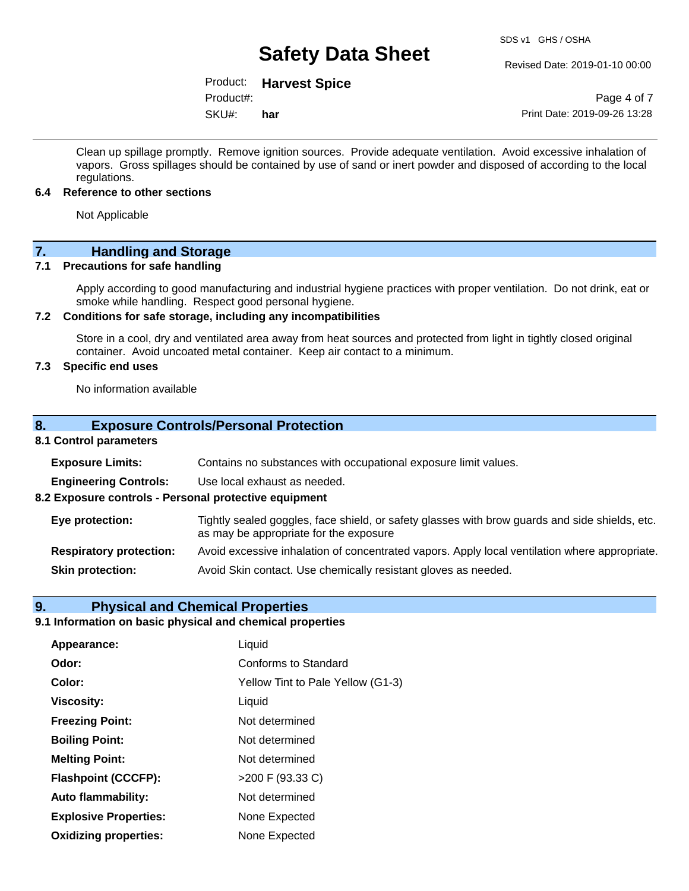Clean up spillage promptly. Remove ignition sources. Provide adequate ventilation. Avoid excessive inhalation of vapors. Gross spillages should be contained by use of sand or inert powder and disposed of according to the local regulations.

### 6.4 Reference to other sections

Not Applicable

## 7. Handling and Storage

### 7.1 Precautions for safe handling

Apply according to good manufacturing and industrial hygiene practices with proper ventilation. Do not drink, eat or smoke while handling. Respect good personal hygiene.

### 7.2 Conditions for safe storage, including any incompatibilities

Store in a cool, dry and ventilated area away from heat sources and protected from light in tightly closed original container. Avoid uncoated metal container. Keep air contact to a minimum.

### 7.3 Specific end uses

No information available

## 8. Exposure Controls/Personal Protection

### 8.1 Control parameters

**Exposure Limits:** Contains no substances with occupational exposure limit values.

**Engineering Controls:** Use local exhaust as needed.

### 8.2 Exposure controls - Personal protective equipment

**Eye protection:** Tightly sealed goggles, face shield, or safety glasses with brow guards and side shields, etc. as may be appropriate for the exposure

**Respiratory protection:** Avoid excessive inhalation of concentrated vapors. Apply local ventilation where appropriate.

**Skin protection:** Avoid Skin contact. Use chemically resistant gloves as needed.

## 9. Physical and Chemical Properties

### 9.1 Information on basic physical and chemical properties

**Appearance:** Liquid

**Odor:** Conforms to Standard

**Color:** Yellow Tint to Pale Yellow (G1-3)

**Viscosity:** Liquid

**Freezing Point:** Not determined

**Boiling Point:** Not determined

**Melting Point:** Not determined

**Flashpoint (CCCFP):** >200 F (93.33 C)

**Auto flammability:** Not determined

**Explosive Properties:** None Expected

**Oxidizing properties:** None Expected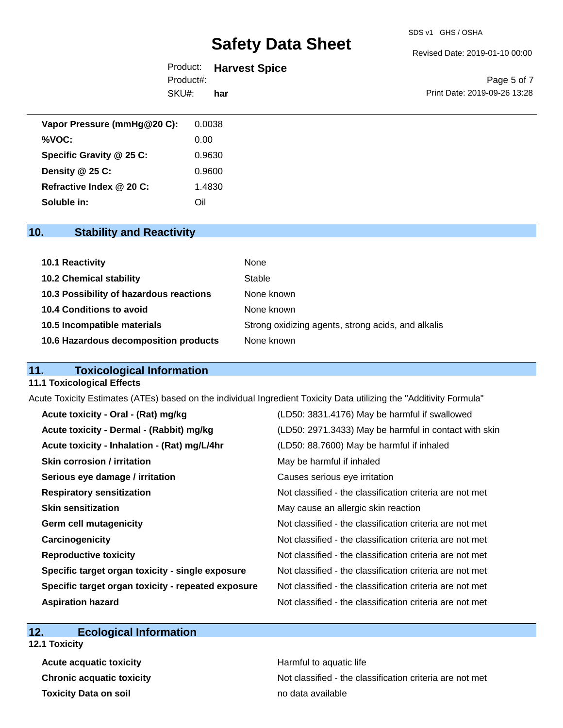| | |
|---|---|
| **Vapor Pressure (mmHg@20 C):** | 0.0038 |
| **%VOC:** | 0.00 |
| **Specific Gravity @ 25 C:** | 0.9630 |
| **Density @ 25 C:** | 0.9600 |
| **Refractive Index @ 20 C:** | 1.4830 |
| **Soluble in:** | Oil |

## 10. Stability and Reactivity

| | |
|---|---|
| **10.1 Reactivity** | None |
| **10.2 Chemical stability** | Stable |
| **10.3 Possibility of hazardous reactions** | None known |
| **10.4 Conditions to avoid** | None known |
| **10.5 Incompatible materials** | Strong oxidizing agents, strong acids, and alkalis |
| **10.6 Hazardous decomposition products** | None known |

## 11. Toxicological Information

### 11.1 Toxicological Effects

Acute Toxicity Estimates (ATEs) based on the individual Ingredient Toxicity Data utilizing the "Additivity Formula"

| | |
|---|---|
| **Acute toxicity - Oral - (Rat) mg/kg** | (LD50: 3831.4176) May be harmful if swallowed |
| **Acute toxicity - Dermal - (Rabbit) mg/kg** | (LD50: 2971.3433) May be harmful in contact with skin |
| **Acute toxicity - Inhalation - (Rat) mg/L/4hr** | (LD50: 88.7600) May be harmful if inhaled |
| **Skin corrosion / irritation** | May be harmful if inhaled |
| **Serious eye damage / irritation** | Causes serious eye irritation |
| **Respiratory sensitization** | Not classified - the classification criteria are not met |
| **Skin sensitization** | May cause an allergic skin reaction |
| **Germ cell mutagenicity** | Not classified - the classification criteria are not met |
| **Carcinogenicity** | Not classified - the classification criteria are not met |
| **Reproductive toxicity** | Not classified - the classification criteria are not met |
| **Specific target organ toxicity - single exposure** | Not classified - the classification criteria are not met |
| **Specific target organ toxicity - repeated exposure** | Not classified - the classification criteria are not met |
| **Aspiration hazard** | Not classified - the classification criteria are not met |

## 12. Ecological Information

### 12.1 Toxicity

| | |
|---|---|
| **Acute acquatic toxicity** | Harmful to aquatic life |
| **Chronic acquatic toxicity** | Not classified - the classification criteria are not met |
| **Toxicity Data on soil** | no data available |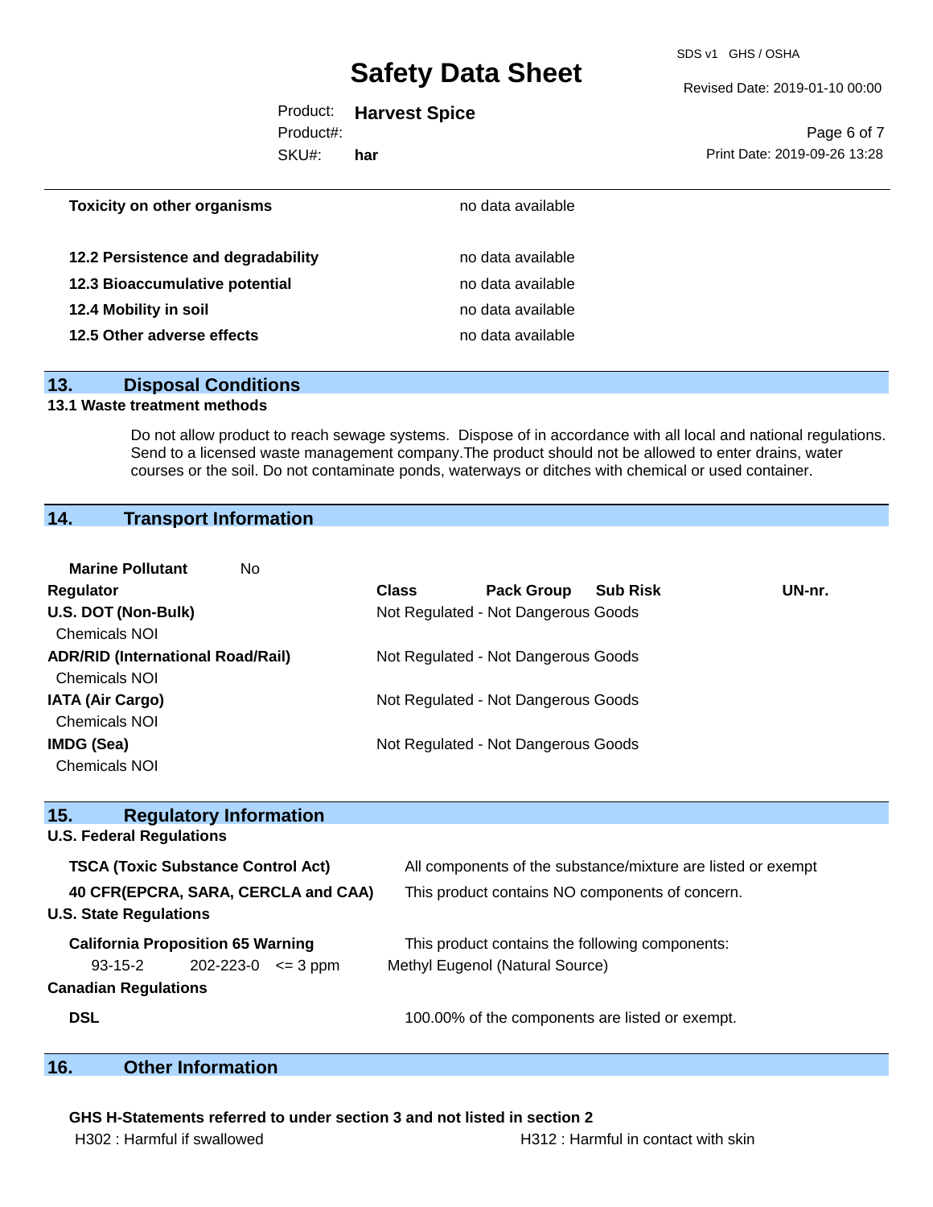| | |
|---|---|
| **Toxicity on other organisms** | no data available |
| **12.2 Persistence and degradability** | no data available |
| **12.3 Bioaccumulative potential** | no data available |
| **12.4 Mobility in soil** | no data available |
| **12.5 Other adverse effects** | no data available |

## 13. Disposal Conditions

**13.1 Waste treatment methods**

Do not allow product to reach sewage systems. Dispose of in accordance with all local and national regulations. Send to a licensed waste management company.The product should not be allowed to enter drains, water courses or the soil. Do not contaminate ponds, waterways or ditches with chemical or used container.

## 14. Transport Information

**Marine Pollutant** No

| Regulator | Class | Pack Group | Sub Risk | UN-nr. |
|---|---|---|---|---|
| **U.S. DOT (Non-Bulk)**<br>Chemicals NOI | Not Regulated - Not Dangerous Goods | | | |
| **ADR/RID (International Road/Rail)**<br>Chemicals NOI | Not Regulated - Not Dangerous Goods | | | |
| **IATA (Air Cargo)**<br>Chemicals NOI | Not Regulated - Not Dangerous Goods | | | |
| **IMDG (Sea)**<br>Chemicals NOI | Not Regulated - Not Dangerous Goods | | | |

## 15. Regulatory Information

**U.S. Federal Regulations**

| | |
|---|---|
| **TSCA (Toxic Substance Control Act)** | All components of the substance/mixture are listed or exempt |
| **40 CFR(EPCRA, SARA, CERCLA and CAA)** | This product contains NO components of concern. |

**U.S. State Regulations**

**California Proposition 65 Warning** — This product contains the following components:

| CAS | EC | Amount | Component |
|---|---|---|---|
| 93-15-2 | 202-223-0 | <= 3 ppm | Methyl Eugenol (Natural Source) |

**Canadian Regulations**

| | |
|---|---|
| **DSL** | 100.00% of the components are listed or exempt. |

## 16. Other Information

**GHS H-Statements referred to under section 3 and not listed in section 2**

H302 : Harmful if swallowed

H312 : Harmful in contact with skin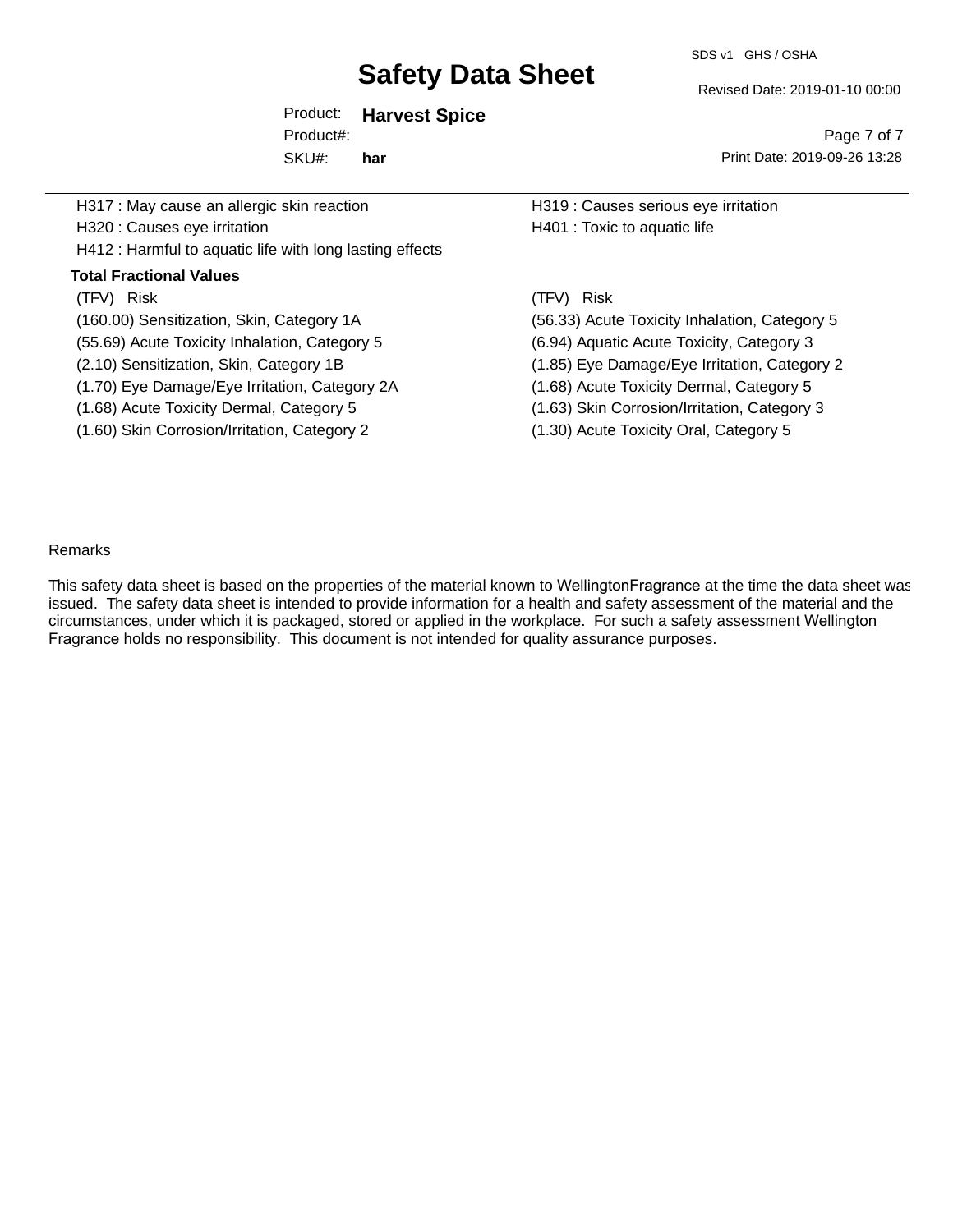H317 : May cause an allergic skin reaction

H319 : Causes serious eye irritation

H320 : Causes eye irritation

H401 : Toxic to aquatic life

H412 : Harmful to aquatic life with long lasting effects

**Total Fractional Values**

(TFV) Risk

(160.00) Sensitization, Skin, Category 1A

(55.69) Acute Toxicity Inhalation, Category 5

(2.10) Sensitization, Skin, Category 1B

(1.70) Eye Damage/Eye Irritation, Category 2A

(1.68) Acute Toxicity Dermal, Category 5

(1.60) Skin Corrosion/Irritation, Category 2

(TFV) Risk

(56.33) Acute Toxicity Inhalation, Category 5

(6.94) Aquatic Acute Toxicity, Category 3

(1.85) Eye Damage/Eye Irritation, Category 2

(1.68) Acute Toxicity Dermal, Category 5

(1.63) Skin Corrosion/Irritation, Category 3

(1.30) Acute Toxicity Oral, Category 5

Remarks

This safety data sheet is based on the properties of the material known to WellingtonFragrance at the time the data sheet was issued. The safety data sheet is intended to provide information for a health and safety assessment of the material and the circumstances, under which it is packaged, stored or applied in the workplace. For such a safety assessment Wellington Fragrance holds no responsibility. This document is not intended for quality assurance purposes.